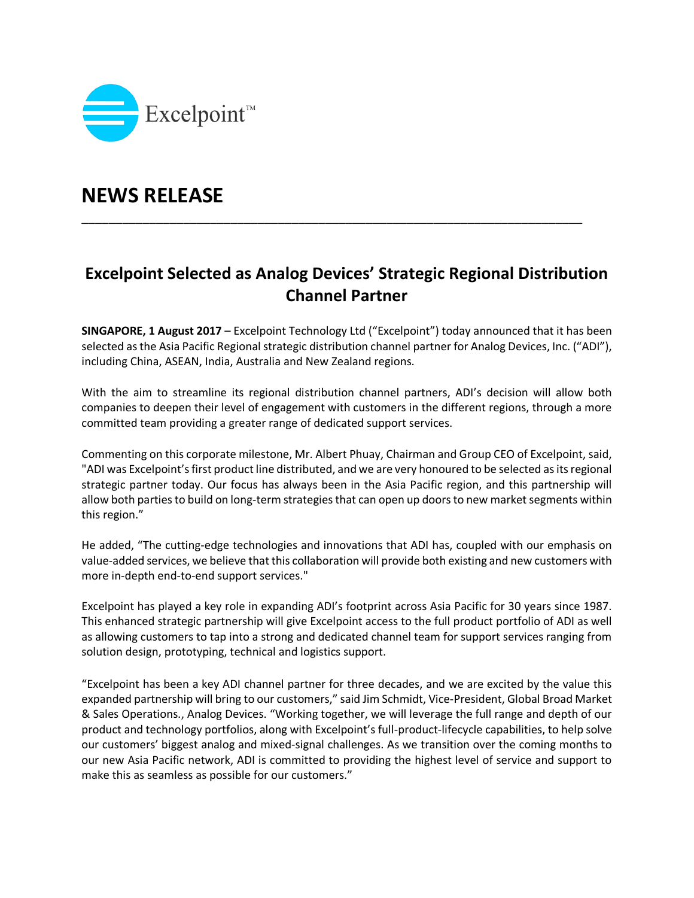Excelpoint™

# NEWS RELEASE

---

## Excelpoint Selected as Analog Devices' Strategic Regional Distribution Channel Partner

**SINGAPORE, 1 August 2017** – Excelpoint Technology Ltd ("Excelpoint") today announced that it has been selected as the Asia Pacific Regional strategic distribution channel partner for Analog Devices, Inc. ("ADI"), including China, ASEAN, India, Australia and New Zealand regions.

With the aim to streamline its regional distribution channel partners, ADI's decision will allow both companies to deepen their level of engagement with customers in the different regions, through a more committed team providing a greater range of dedicated support services.

Commenting on this corporate milestone, Mr. Albert Phuay, Chairman and Group CEO of Excelpoint, said, "ADI was Excelpoint's first product line distributed, and we are very honoured to be selected as its regional strategic partner today. Our focus has always been in the Asia Pacific region, and this partnership will allow both parties to build on long-term strategies that can open up doors to new market segments within this region."

He added, "The cutting-edge technologies and innovations that ADI has, coupled with our emphasis on value-added services, we believe that this collaboration will provide both existing and new customers with more in-depth end-to-end support services."

Excelpoint has played a key role in expanding ADI's footprint across Asia Pacific for 30 years since 1987. This enhanced strategic partnership will give Excelpoint access to the full product portfolio of ADI as well as allowing customers to tap into a strong and dedicated channel team for support services ranging from solution design, prototyping, technical and logistics support.

"Excelpoint has been a key ADI channel partner for three decades, and we are excited by the value this expanded partnership will bring to our customers," said Jim Schmidt, Vice-President, Global Broad Market & Sales Operations., Analog Devices. "Working together, we will leverage the full range and depth of our product and technology portfolios, along with Excelpoint's full-product-lifecycle capabilities, to help solve our customers' biggest analog and mixed-signal challenges. As we transition over the coming months to our new Asia Pacific network, ADI is committed to providing the highest level of service and support to make this as seamless as possible for our customers."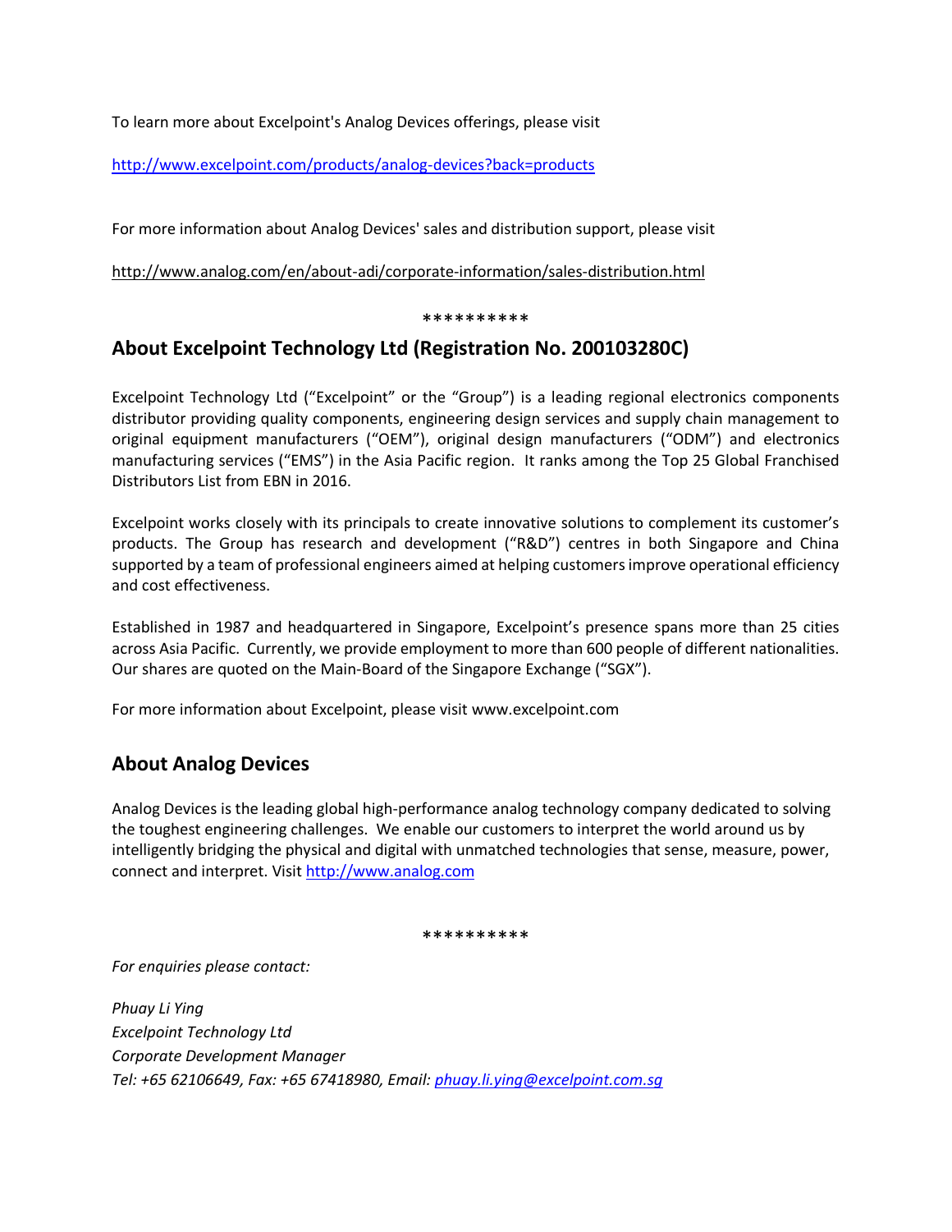To learn more about Excelpoint's Analog Devices offerings, please visit

http://www.excelpoint.com/products/analog-devices?back=products

For more information about Analog Devices' sales and distribution support, please visit

http://www.analog.com/en/about-adi/corporate-information/sales-distribution.html

**********

## About Excelpoint Technology Ltd (Registration No. 200103280C)

Excelpoint Technology Ltd ("Excelpoint" or the "Group") is a leading regional electronics components distributor providing quality components, engineering design services and supply chain management to original equipment manufacturers ("OEM"), original design manufacturers ("ODM") and electronics manufacturing services ("EMS") in the Asia Pacific region. It ranks among the Top 25 Global Franchised Distributors List from EBN in 2016.

Excelpoint works closely with its principals to create innovative solutions to complement its customer's products. The Group has research and development ("R&D") centres in both Singapore and China supported by a team of professional engineers aimed at helping customers improve operational efficiency and cost effectiveness.

Established in 1987 and headquartered in Singapore, Excelpoint's presence spans more than 25 cities across Asia Pacific. Currently, we provide employment to more than 600 people of different nationalities. Our shares are quoted on the Main-Board of the Singapore Exchange ("SGX").

For more information about Excelpoint, please visit www.excelpoint.com

## About Analog Devices

Analog Devices is the leading global high-performance analog technology company dedicated to solving the toughest engineering challenges. We enable our customers to interpret the world around us by intelligently bridging the physical and digital with unmatched technologies that sense, measure, power, connect and interpret. Visit http://www.analog.com

**********

*For enquiries please contact:*

*Phuay Li Ying*
*Excelpoint Technology Ltd*
*Corporate Development Manager*
*Tel: +65 62106649, Fax: +65 67418980, Email: phuay.li.ying@excelpoint.com.sg*